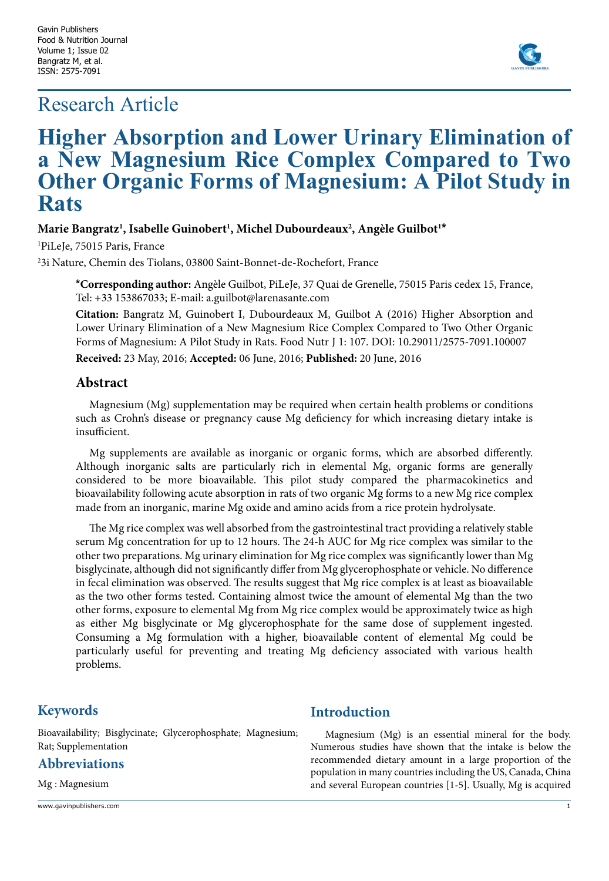Research Article

# Higher Absorption and Lower Urinary Elimination of a New Magnesium Rice Complex Compared to Two Other Organic Forms of Magnesium: A Pilot Study in Rats

**Marie Bangratz[1], Isabelle Guinobert[1], Michel Dubourdeaux[2], Angèle Guilbot[1]***

[1]PiLeJe, 75015 Paris, France

[2]3i Nature, Chemin des Tiolans, 03800 Saint-Bonnet-de-Rochefort, France

**\*Corresponding author:** Angèle Guilbot, PiLeJe, 37 Quai de Grenelle, 75015 Paris cedex 15, France, Tel: +33 153867033; E-mail: a.guilbot@larenasante.com

**Citation:** Bangratz M, Guinobert I, Dubourdeaux M, Guilbot A (2016) Higher Absorption and Lower Urinary Elimination of a New Magnesium Rice Complex Compared to Two Other Organic Forms of Magnesium: A Pilot Study in Rats. Food Nutr J 1: 107. DOI: 10.29011/2575-7091.100007

**Received:** 23 May, 2016; **Accepted:** 06 June, 2016; **Published:** 20 June, 2016

## Abstract

Magnesium (Mg) supplementation may be required when certain health problems or conditions such as Crohn's disease or pregnancy cause Mg deficiency for which increasing dietary intake is insufficient.

Mg supplements are available as inorganic or organic forms, which are absorbed differently. Although inorganic salts are particularly rich in elemental Mg, organic forms are generally considered to be more bioavailable. This pilot study compared the pharmacokinetics and bioavailability following acute absorption in rats of two organic Mg forms to a new Mg rice complex made from an inorganic, marine Mg oxide and amino acids from a rice protein hydrolysate.

The Mg rice complex was well absorbed from the gastrointestinal tract providing a relatively stable serum Mg concentration for up to 12 hours. The 24-h AUC for Mg rice complex was similar to the other two preparations. Mg urinary elimination for Mg rice complex was significantly lower than Mg bisglycinate, although did not significantly differ from Mg glycerophosphate or vehicle. No difference in fecal elimination was observed. The results suggest that Mg rice complex is at least as bioavailable as the two other forms tested. Containing almost twice the amount of elemental Mg than the two other forms, exposure to elemental Mg from Mg rice complex would be approximately twice as high as either Mg bisglycinate or Mg glycerophosphate for the same dose of supplement ingested. Consuming a Mg formulation with a higher, bioavailable content of elemental Mg could be particularly useful for preventing and treating Mg deficiency associated with various health problems.

## Keywords

Bioavailability; Bisglycinate; Glycerophosphate; Magnesium; Rat; Supplementation

## Abbreviations

Mg : Magnesium

## Introduction

Magnesium (Mg) is an essential mineral for the body. Numerous studies have shown that the intake is below the recommended dietary amount in a large proportion of the population in many countries including the US, Canada, China and several European countries [1-5]. Usually, Mg is acquired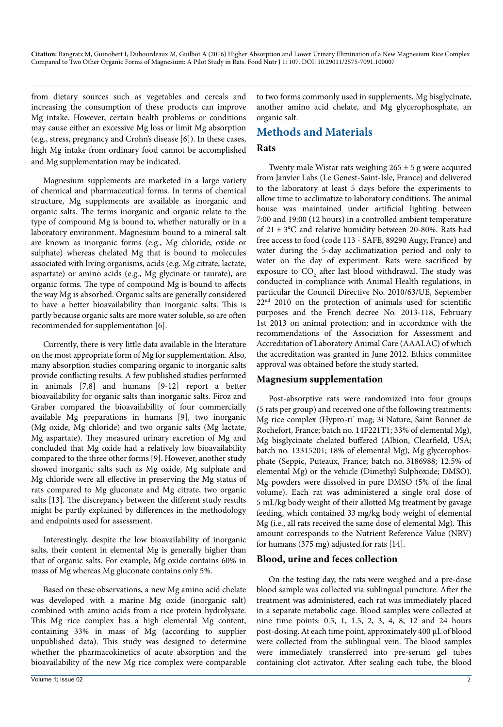from dietary sources such as vegetables and cereals and increasing the consumption of these products can improve Mg intake. However, certain health problems or conditions may cause either an excessive Mg loss or limit Mg absorption (e.g., stress, pregnancy and Crohn's disease [6]). In these cases, high Mg intake from ordinary food cannot be accomplished and Mg supplementation may be indicated.

Magnesium supplements are marketed in a large variety of chemical and pharmaceutical forms. In terms of chemical structure, Mg supplements are available as inorganic and organic salts. The terms inorganic and organic relate to the type of compound Mg is bound to, whether naturally or in a laboratory environment. Magnesium bound to a mineral salt are known as inorganic forms (e.g., Mg chloride, oxide or sulphate) whereas chelated Mg that is bound to molecules associated with living organisms, acids (e.g. Mg citrate, lactate, aspartate) or amino acids (e.g., Mg glycinate or taurate), are organic forms. The type of compound Mg is bound to affects the way Mg is absorbed. Organic salts are generally considered to have a better bioavailability than inorganic salts. This is partly because organic salts are more water soluble, so are often recommended for supplementation [6].

Currently, there is very little data available in the literature on the most appropriate form of Mg for supplementation. Also, many absorption studies comparing organic to inorganic salts provide conflicting results. A few published studies performed in animals [7,8] and humans [9-12] report a better bioavailability for organic salts than inorganic salts. Firoz and Graber compared the bioavailability of four commercially available Mg preparations in humans [9], two inorganic (Mg oxide, Mg chloride) and two organic salts (Mg lactate, Mg aspartate). They measured urinary excretion of Mg and concluded that Mg oxide had a relatively low bioavailability compared to the three other forms [9]. However, another study showed inorganic salts such as Mg oxide, Mg sulphate and Mg chloride were all effective in preserving the Mg status of rats compared to Mg gluconate and Mg citrate, two organic salts [13]. The discrepancy between the different study results might be partly explained by differences in the methodology and endpoints used for assessment.

Interestingly, despite the low bioavailability of inorganic salts, their content in elemental Mg is generally higher than that of organic salts. For example, Mg oxide contains 60% in mass of Mg whereas Mg gluconate contains only 5%.

Based on these observations, a new Mg amino acid chelate was developed with a marine Mg oxide (inorganic salt) combined with amino acids from a rice protein hydrolysate. This Mg rice complex has a high elemental Mg content, containing 33% in mass of Mg (according to supplier unpublished data). This study was designed to determine whether the pharmacokinetics of acute absorption and the bioavailability of the new Mg rice complex were comparable to two forms commonly used in supplements, Mg bisglycinate, another amino acid chelate, and Mg glycerophosphate, an organic salt.

## Methods and Materials

### Rats

Twenty male Wistar rats weighing 265 ± 5 g were acquired from Janvier Labs (Le Genest-Saint-Isle, France) and delivered to the laboratory at least 5 days before the experiments to allow time to acclimatize to laboratory conditions. The animal house was maintained under artificial lighting between 7:00 and 19:00 (12 hours) in a controlled ambient temperature of 21 ± 3°C and relative humidity between 20-80%. Rats had free access to food (code 113 - SAFE, 89290 Augy, France) and water during the 5-day acclimatization period and only to water on the day of experiment. Rats were sacrificed by exposure to $CO_2$ after last blood withdrawal. The study was conducted in compliance with Animal Health regulations, in particular the Council Directive No. 2010/63/UE, September 22nd 2010 on the protection of animals used for scientific purposes and the French decree No. 2013-118, February 1st 2013 on animal protection; and in accordance with the recommendations of the Association for Assessment and Accreditation of Laboratory Animal Care (AAALAC) of which the accreditation was granted in June 2012. Ethics committee approval was obtained before the study started.

### Magnesium supplementation

Post-absorptive rats were randomized into four groups (5 rats per group) and received one of the following treatments: Mg rice complex (Hypro-ri® mag; 3i Nature, Saint Bonnet de Rochefort, France; batch no. 14F221T1; 33% of elemental Mg), Mg bisglycinate chelated buffered (Albion, Clearfield, USA; batch no. 13315201; 18% of elemental Mg), Mg glycerophosphate (Seppic, Puteaux, France; batch no. 3186988; 12.5% of elemental Mg) or the vehicle (Dimethyl Sulphoxide; DMSO). Mg powders were dissolved in pure DMSO (5% of the final volume). Each rat was administered a single oral dose of 5 mL/kg body weight of their allotted Mg treatment by gavage feeding, which contained 33 mg/kg body weight of elemental Mg (i.e., all rats received the same dose of elemental Mg). This amount corresponds to the Nutrient Reference Value (NRV) for humans (375 mg) adjusted for rats [14].

### Blood, urine and feces collection

On the testing day, the rats were weighed and a pre-dose blood sample was collected via sublingual puncture. After the treatment was administered, each rat was immediately placed in a separate metabolic cage. Blood samples were collected at nine time points: 0.5, 1, 1.5, 2, 3, 4, 8, 12 and 24 hours post-dosing. At each time point, approximately 400 μL of blood were collected from the sublingual vein. The blood samples were immediately transferred into pre-serum gel tubes containing clot activator. After sealing each tube, the blood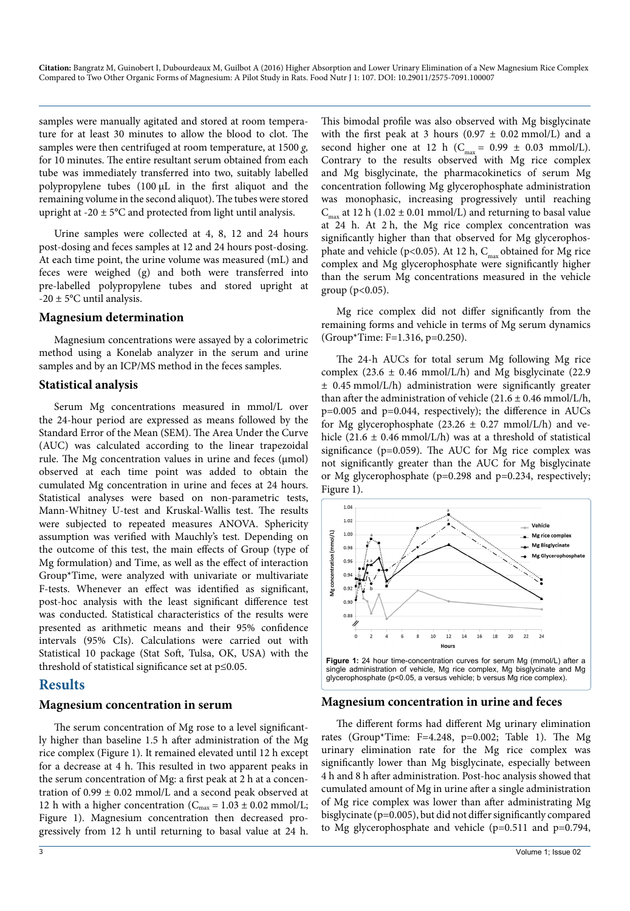samples were manually agitated and stored at room temperature for at least 30 minutes to allow the blood to clot. The samples were then centrifuged at room temperature, at 1500 *g*, for 10 minutes. The entire resultant serum obtained from each tube was immediately transferred into two, suitably labelled polypropylene tubes (100 µL in the first aliquot and the remaining volume in the second aliquot). The tubes were stored upright at -20 ± 5°C and protected from light until analysis.

Urine samples were collected at 4, 8, 12 and 24 hours post-dosing and feces samples at 12 and 24 hours post-dosing. At each time point, the urine volume was measured (mL) and feces were weighed (g) and both were transferred into pre-labelled polypropylene tubes and stored upright at -20 ± 5°C until analysis.

### Magnesium determination

Magnesium concentrations were assayed by a colorimetric method using a Konelab analyzer in the serum and urine samples and by an ICP/MS method in the feces samples.

### Statistical analysis

Serum Mg concentrations measured in mmol/L over the 24-hour period are expressed as means followed by the Standard Error of the Mean (SEM). The Area Under the Curve (AUC) was calculated according to the linear trapezoidal rule. The Mg concentration values in urine and feces (µmol) observed at each time point was added to obtain the cumulated Mg concentration in urine and feces at 24 hours. Statistical analyses were based on non-parametric tests, Mann-Whitney U-test and Kruskal-Wallis test. The results were subjected to repeated measures ANOVA. Sphericity assumption was verified with Mauchly's test. Depending on the outcome of this test, the main effects of Group (type of Mg formulation) and Time, as well as the effect of interaction Group*Time, were analyzed with univariate or multivariate F-tests. Whenever an effect was identified as significant, post-hoc analysis with the least significant difference test was conducted. Statistical characteristics of the results were presented as arithmetic means and their 95% confidence intervals (95% CIs). Calculations were carried out with Statistical 10 package (Stat Soft, Tulsa, OK, USA) with the threshold of statistical significance set at $p \leq 0.05$.

## Results

### Magnesium concentration in serum

The serum concentration of Mg rose to a level significantly higher than baseline 1.5 h after administration of the Mg rice complex (Figure 1). It remained elevated until 12 h except for a decrease at 4 h. This resulted in two apparent peaks in the serum concentration of Mg: a first peak at 2 h at a concentration of 0.99 ± 0.02 mmol/L and a second peak observed at 12 h with a higher concentration ($C_{max}$ = 1.03 ± 0.02 mmol/L; Figure 1). Magnesium concentration then decreased progressively from 12 h until returning to basal value at 24 h. This bimodal profile was also observed with Mg bisglycinate with the first peak at 3 hours (0.97 ± 0.02 mmol/L) and a second higher one at 12 h ($C_{max}$ = 0.99 ± 0.03 mmol/L). Contrary to the results observed with Mg rice complex and Mg bisglycinate, the pharmacokinetics of serum Mg concentration following Mg glycerophosphate administration was monophasic, increasing progressively until reaching $C_{max}$ at 12 h (1.02 ± 0.01 mmol/L) and returning to basal value at 24 h. At 2 h, the Mg rice complex concentration was significantly higher than that observed for Mg glycerophosphate and vehicle ($p<0.05$). At 12 h, $C_{max}$ obtained for Mg rice complex and Mg glycerophosphate were significantly higher than the serum Mg concentrations measured in the vehicle group ($p<0.05$).

Mg rice complex did not differ significantly from the remaining forms and vehicle in terms of Mg serum dynamics (Group*Time: $F=1.316$, $p=0.250$).

The 24-h AUCs for total serum Mg following Mg rice complex (23.6 ± 0.46 mmol/L/h) and Mg bisglycinate (22.9 ± 0.45 mmol/L/h) administration were significantly greater than after the administration of vehicle (21.6 ± 0.46 mmol/L/h, $p=0.005$ and $p=0.044$, respectively); the difference in AUCs for Mg glycerophosphate (23.26 ± 0.27 mmol/L/h) and vehicle (21.6 ± 0.46 mmol/L/h) was at a threshold of statistical significance ($p=0.059$). The AUC for Mg rice complex was not significantly greater than the AUC for Mg bisglycinate or Mg glycerophosphate ($p=0.298$ and $p=0.234$, respectively; Figure 1).

**Figure 1:** 24 hour time-concentration curves for serum Mg (mmol/L) after a single administration of vehicle, Mg rice complex, Mg bisglycinate and Mg glycerophosphate ($p<0.05$, a versus vehicle; b versus Mg rice complex).

### Magnesium concentration in urine and feces

The different forms had different Mg urinary elimination rates (Group*Time: $F=4.248$, $p=0.002$; Table 1). The Mg urinary elimination rate for the Mg rice complex was significantly lower than Mg bisglycinate, especially between 4 h and 8 h after administration. Post-hoc analysis showed that cumulated amount of Mg in urine after a single administration of Mg rice complex was lower than after administrating Mg bisglycinate ($p=0.005$), but did not differ significantly compared to Mg glycerophosphate and vehicle ($p=0.511$ and $p=0.794$,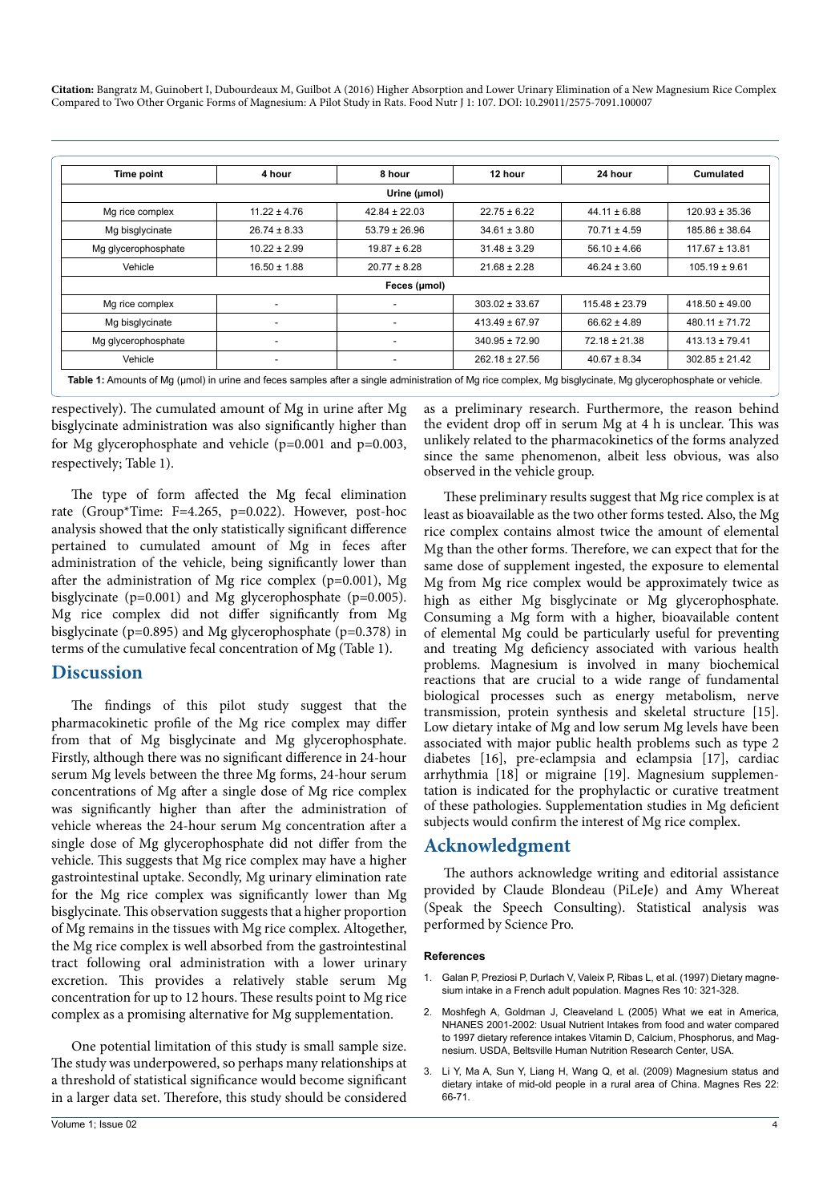| Time point | 4 hour | 8 hour | 12 hour | 24 hour | Cumulated |
|---|---|---|---|---|---|
| **Urine (µmol)** | | | | | |
| Mg rice complex | 11.22 ± 4.76 | 42.84 ± 22.03 | 22.75 ± 6.22 | 44.11 ± 6.88 | 120.93 ± 35.36 |
| Mg bisglycinate | 26.74 ± 8.33 | 53.79 ± 26.96 | 34.61 ± 3.80 | 70.71 ± 4.59 | 185.86 ± 38.64 |
| Mg glycerophosphate | 10.22 ± 2.99 | 19.87 ± 6.28 | 31.48 ± 3.29 | 56.10 ± 4.66 | 117.67 ± 13.81 |
| Vehicle | 16.50 ± 1.88 | 20.77 ± 8.28 | 21.68 ± 2.28 | 46.24 ± 3.60 | 105.19 ± 9.61 |
| **Feces (µmol)** | | | | | |
| Mg rice complex | - | - | 303.02 ± 33.67 | 115.48 ± 23.79 | 418.50 ± 49.00 |
| Mg bisglycinate | - | - | 413.49 ± 67.97 | 66.62 ± 4.89 | 480.11 ± 71.72 |
| Mg glycerophosphate | - | - | 340.95 ± 72.90 | 72.18 ± 21.38 | 413.13 ± 79.41 |
| Vehicle | - | - | 262.18 ± 27.56 | 40.67 ± 8.34 | 302.85 ± 21.42 |

**Table 1:** Amounts of Mg (µmol) in urine and feces samples after a single administration of Mg rice complex, Mg bisglycinate, Mg glycerophosphate or vehicle.

respectively). The cumulated amount of Mg in urine after Mg bisglycinate administration was also significantly higher than for Mg glycerophosphate and vehicle ($p=0.001$ and $p=0.003$, respectively; Table 1).

The type of form affected the Mg fecal elimination rate (Group*Time: $F=4.265$, $p=0.022$). However, post-hoc analysis showed that the only statistically significant difference pertained to cumulated amount of Mg in feces after administration of the vehicle, being significantly lower than after the administration of Mg rice complex ($p=0.001$), Mg bisglycinate ($p=0.001$) and Mg glycerophosphate ($p=0.005$). Mg rice complex did not differ significantly from Mg bisglycinate ($p=0.895$) and Mg glycerophosphate ($p=0.378$) in terms of the cumulative fecal concentration of Mg (Table 1).

## Discussion

The findings of this pilot study suggest that the pharmacokinetic profile of the Mg rice complex may differ from that of Mg bisglycinate and Mg glycerophosphate. Firstly, although there was no significant difference in 24-hour serum Mg levels between the three Mg forms, 24-hour serum concentrations of Mg after a single dose of Mg rice complex was significantly higher than after the administration of vehicle whereas the 24-hour serum Mg concentration after a single dose of Mg glycerophosphate did not differ from the vehicle. This suggests that Mg rice complex may have a higher gastrointestinal uptake. Secondly, Mg urinary elimination rate for the Mg rice complex was significantly lower than Mg bisglycinate. This observation suggests that a higher proportion of Mg remains in the tissues with Mg rice complex. Altogether, the Mg rice complex is well absorbed from the gastrointestinal tract following oral administration with a lower urinary excretion. This provides a relatively stable serum Mg concentration for up to 12 hours. These results point to Mg rice complex as a promising alternative for Mg supplementation.

One potential limitation of this study is small sample size. The study was underpowered, so perhaps many relationships at a threshold of statistical significance would become significant in a larger data set. Therefore, this study should be considered as a preliminary research. Furthermore, the reason behind the evident drop off in serum Mg at 4 h is unclear. This was unlikely related to the pharmacokinetics of the forms analyzed since the same phenomenon, albeit less obvious, was also observed in the vehicle group.

These preliminary results suggest that Mg rice complex is at least as bioavailable as the two other forms tested. Also, the Mg rice complex contains almost twice the amount of elemental Mg than the other forms. Therefore, we can expect that for the same dose of supplement ingested, the exposure to elemental Mg from Mg rice complex would be approximately twice as high as either Mg bisglycinate or Mg glycerophosphate. Consuming a Mg form with a higher, bioavailable content of elemental Mg could be particularly useful for preventing and treating Mg deficiency associated with various health problems. Magnesium is involved in many biochemical reactions that are crucial to a wide range of fundamental biological processes such as energy metabolism, nerve transmission, protein synthesis and skeletal structure [15]. Low dietary intake of Mg and low serum Mg levels have been associated with major public health problems such as type 2 diabetes [16], pre-eclampsia and eclampsia [17], cardiac arrhythmia [18] or migraine [19]. Magnesium supplementation is indicated for the prophylactic or curative treatment of these pathologies. Supplementation studies in Mg deficient subjects would confirm the interest of Mg rice complex.

## Acknowledgment

The authors acknowledge writing and editorial assistance provided by Claude Blondeau (PiLeJe) and Amy Whereat (Speak the Speech Consulting). Statistical analysis was performed by Science Pro.

### References

1. Galan P, Preziosi P, Durlach V, Valeix P, Ribas L, et al. (1997) Dietary magnesium intake in a French adult population. Magnes Res 10: 321-328.
2. Moshfegh A, Goldman J, Cleaveland L (2005) What we eat in America, NHANES 2001-2002: Usual Nutrient Intakes from food and water compared to 1997 dietary reference intakes Vitamin D, Calcium, Phosphorus, and Magnesium. USDA, Beltsville Human Nutrition Research Center, USA.
3. Li Y, Ma A, Sun Y, Liang H, Wang Q, et al. (2009) Magnesium status and dietary intake of mid-old people in a rural area of China. Magnes Res 22: 66-71.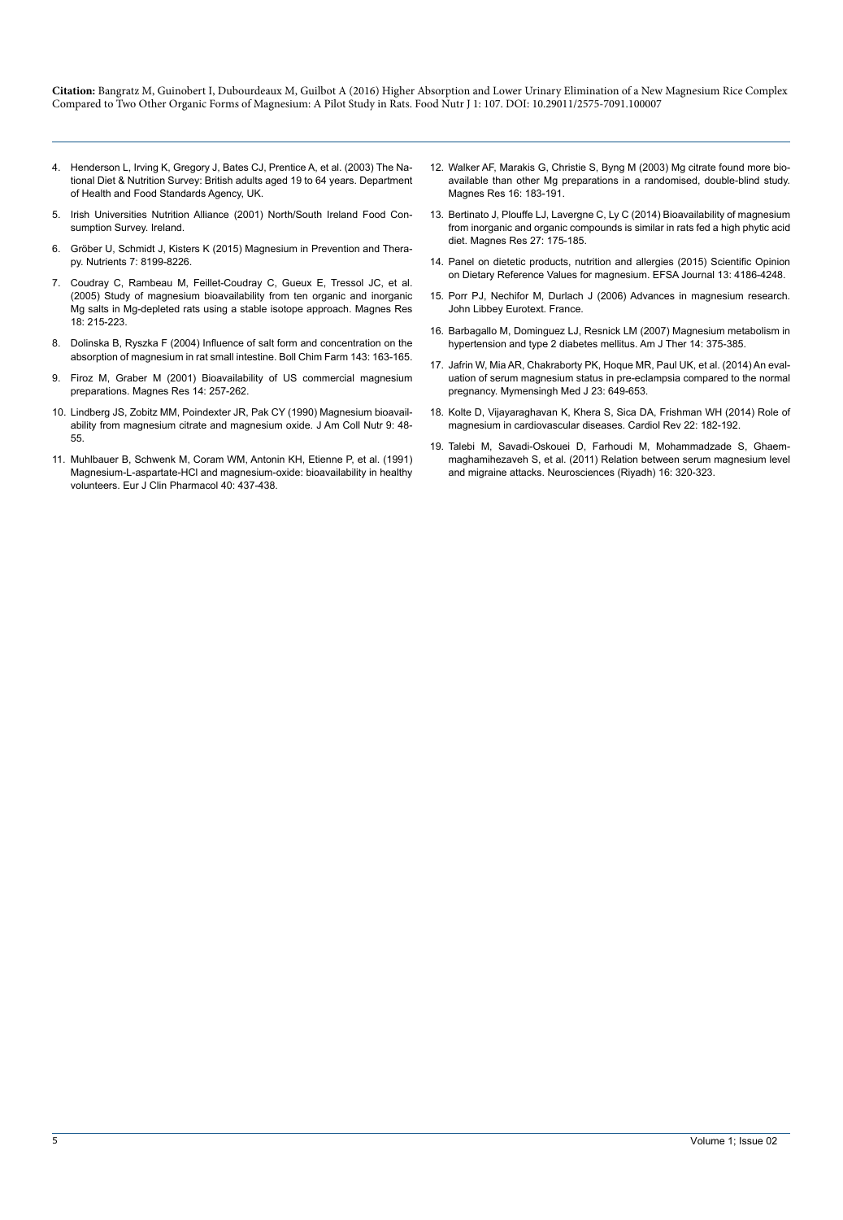4. Henderson L, Irving K, Gregory J, Bates CJ, Prentice A, et al. (2003) The National Diet & Nutrition Survey: British adults aged 19 to 64 years. Department of Health and Food Standards Agency, UK.
5. Irish Universities Nutrition Alliance (2001) North/South Ireland Food Consumption Survey. Ireland.
6. Gröber U, Schmidt J, Kisters K (2015) Magnesium in Prevention and Therapy. Nutrients 7: 8199-8226.
7. Coudray C, Rambeau M, Feillet-Coudray C, Gueux E, Tressol JC, et al. (2005) Study of magnesium bioavailability from ten organic and inorganic Mg salts in Mg-depleted rats using a stable isotope approach. Magnes Res 18: 215-223.
8. Dolinska B, Ryszka F (2004) Influence of salt form and concentration on the absorption of magnesium in rat small intestine. Boll Chim Farm 143: 163-165.
9. Firoz M, Graber M (2001) Bioavailability of US commercial magnesium preparations. Magnes Res 14: 257-262.
10. Lindberg JS, Zobitz MM, Poindexter JR, Pak CY (1990) Magnesium bioavailability from magnesium citrate and magnesium oxide. J Am Coll Nutr 9: 48-55.
11. Muhlbauer B, Schwenk M, Coram WM, Antonin KH, Etienne P, et al. (1991) Magnesium-L-aspartate-HCl and magnesium-oxide: bioavailability in healthy volunteers. Eur J Clin Pharmacol 40: 437-438.
12. Walker AF, Marakis G, Christie S, Byng M (2003) Mg citrate found more bioavailable than other Mg preparations in a randomised, double-blind study. Magnes Res 16: 183-191.
13. Bertinato J, Plouffe LJ, Lavergne C, Ly C (2014) Bioavailability of magnesium from inorganic and organic compounds is similar in rats fed a high phytic acid diet. Magnes Res 27: 175-185.
14. Panel on dietetic products, nutrition and allergies (2015) Scientific Opinion on Dietary Reference Values for magnesium. EFSA Journal 13: 4186-4248.
15. Porr PJ, Nechifor M, Durlach J (2006) Advances in magnesium research. John Libbey Eurotext. France.
16. Barbagallo M, Dominguez LJ, Resnick LM (2007) Magnesium metabolism in hypertension and type 2 diabetes mellitus. Am J Ther 14: 375-385.
17. Jafrin W, Mia AR, Chakraborty PK, Hoque MR, Paul UK, et al. (2014) An evaluation of serum magnesium status in pre-eclampsia compared to the normal pregnancy. Mymensingh Med J 23: 649-653.
18. Kolte D, Vijayaraghavan K, Khera S, Sica DA, Frishman WH (2014) Role of magnesium in cardiovascular diseases. Cardiol Rev 22: 182-192.
19. Talebi M, Savadi-Oskouei D, Farhoudi M, Mohammadzade S, Ghaemmaghamihezaveh S, et al. (2011) Relation between serum magnesium level and migraine attacks. Neurosciences (Riyadh) 16: 320-323.